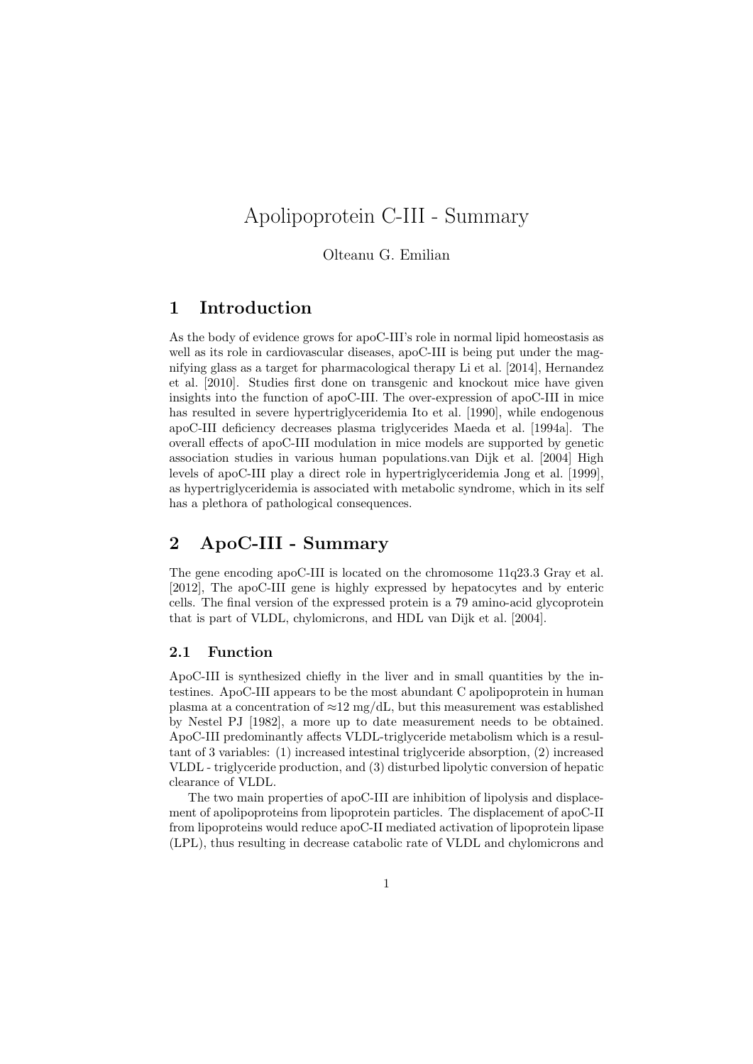# Apolipoprotein C-III - Summary

Olteanu G. Emilian

## 1 Introduction

As the body of evidence grows for apoC-III's role in normal lipid homeostasis as well as its role in cardiovascular diseases, apoC-III is being put under the magnifying glass as a target for pharmacological therapy Li et al. [2014], Hernandez et al. [2010]. Studies first done on transgenic and knockout mice have given insights into the function of apoC-III. The over-expression of apoC-III in mice has resulted in severe hypertriglyceridemia Ito et al. [1990], while endogenous apoC-III deficiency decreases plasma triglycerides Maeda et al. [1994a]. The overall effects of apoC-III modulation in mice models are supported by genetic association studies in various human populations.van Dijk et al. [2004] High levels of apoC-III play a direct role in hypertriglyceridemia Jong et al. [1999], as hypertriglyceridemia is associated with metabolic syndrome, which in its self has a plethora of pathological consequences.

## 2 ApoC-III - Summary

The gene encoding apoC-III is located on the chromosome 11q23.3 Gray et al. [2012], The apoC-III gene is highly expressed by hepatocytes and by enteric cells. The final version of the expressed protein is a 79 amino-acid glycoprotein that is part of VLDL, chylomicrons, and HDL van Dijk et al. [2004].

### 2.1 Function

ApoC-III is synthesized chiefly in the liver and in small quantities by the intestines. ApoC-III appears to be the most abundant C apolipoprotein in human plasma at a concentration of ≈12 mg/dL, but this measurement was established by Nestel PJ [1982], a more up to date measurement needs to be obtained. ApoC-III predominantly affects VLDL-triglyceride metabolism which is a resultant of 3 variables: (1) increased intestinal triglyceride absorption, (2) increased VLDL - triglyceride production, and (3) disturbed lipolytic conversion of hepatic clearance of VLDL.

The two main properties of apoC-III are inhibition of lipolysis and displacement of apolipoproteins from lipoprotein particles. The displacement of apoC-II from lipoproteins would reduce apoC-II mediated activation of lipoprotein lipase (LPL), thus resulting in decrease catabolic rate of VLDL and chylomicrons and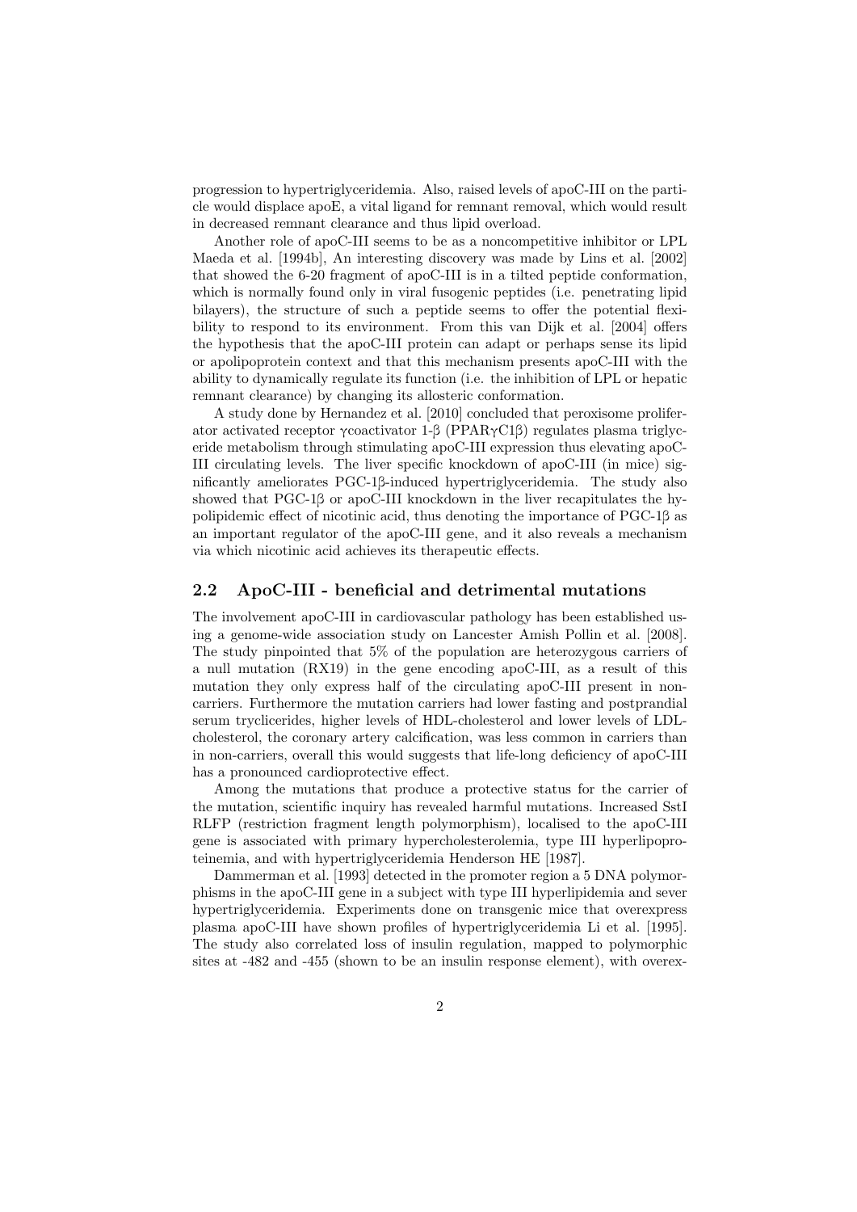progression to hypertriglyceridemia. Also, raised levels of apoC-III on the particle would displace apoE, a vital ligand for remnant removal, which would result in decreased remnant clearance and thus lipid overload.

Another role of apoC-III seems to be as a noncompetitive inhibitor or LPL Maeda et al. [1994b], An interesting discovery was made by Lins et al. [2002] that showed the 6-20 fragment of apoC-III is in a tilted peptide conformation, which is normally found only in viral fusogenic peptides (i.e. penetrating lipid bilayers), the structure of such a peptide seems to offer the potential flexibility to respond to its environment. From this van Dijk et al. [2004] offers the hypothesis that the apoC-III protein can adapt or perhaps sense its lipid or apolipoprotein context and that this mechanism presents apoC-III with the ability to dynamically regulate its function (i.e. the inhibition of LPL or hepatic remnant clearance) by changing its allosteric conformation.

A study done by Hernandez et al. [2010] concluded that peroxisome proliferator activated receptor γcoactivator 1-β (PPARγC1β) regulates plasma triglyceride metabolism through stimulating apoC-III expression thus elevating apoC-III circulating levels. The liver specific knockdown of apoC-III (in mice) significantly ameliorates PGC-1β-induced hypertriglyceridemia. The study also showed that PGC-1β or apoC-III knockdown in the liver recapitulates the hypolipidemic effect of nicotinic acid, thus denoting the importance of PGC-1β as an important regulator of the apoC-III gene, and it also reveals a mechanism via which nicotinic acid achieves its therapeutic effects.

## 2.2 ApoC-III - beneficial and detrimental mutations

The involvement apoC-III in cardiovascular pathology has been established using a genome-wide association study on Lancester Amish Pollin et al. [2008]. The study pinpointed that 5% of the population are heterozygous carriers of a null mutation (RX19) in the gene encoding apoC-III, as a result of this mutation they only express half of the circulating apoC-III present in noncarriers. Furthermore the mutation carriers had lower fasting and postprandial serum tryclicerides, higher levels of HDL-cholesterol and lower levels of LDL-cholesterol, the coronary artery calcification, was less common in carriers than in non-carriers, overall this would suggests that life-long deficiency of apoC-III has a pronounced cardioprotective effect.

Among the mutations that produce a protective status for the carrier of the mutation, scientific inquiry has revealed harmful mutations. Increased SstI RLFP (restriction fragment length polymorphism), localised to the apoC-III gene is associated with primary hypercholesterolemia, type III hyperlipoproteinemia, and with hypertriglyceridemia Henderson HE [1987].

Dammerman et al. [1993] detected in the promoter region a 5 DNA polymorphisms in the apoC-III gene in a subject with type III hyperlipidemia and sever hypertriglyceridemia. Experiments done on transgenic mice that overexpress plasma apoC-III have shown profiles of hypertriglyceridemia Li et al. [1995]. The study also correlated loss of insulin regulation, mapped to polymorphic sites at -482 and -455 (shown to be an insulin response element), with overex-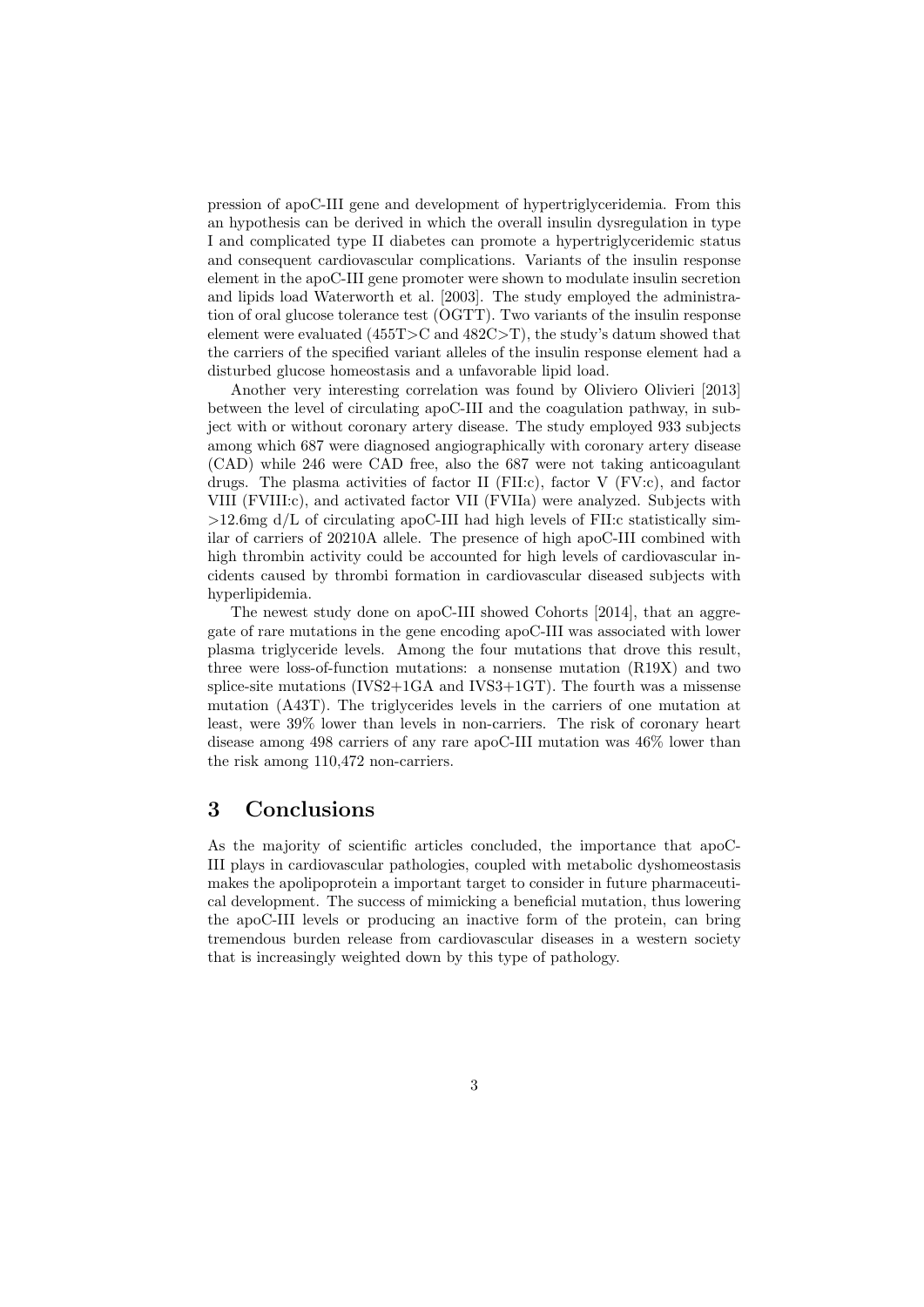pression of apoC-III gene and development of hypertriglyceridemia. From this an hypothesis can be derived in which the overall insulin dysregulation in type I and complicated type II diabetes can promote a hypertriglyceridemic status and consequent cardiovascular complications. Variants of the insulin response element in the apoC-III gene promoter were shown to modulate insulin secretion and lipids load Waterworth et al. [2003]. The study employed the administration of oral glucose tolerance test (OGTT). Two variants of the insulin response element were evaluated (455T>C and 482C>T), the study's datum showed that the carriers of the specified variant alleles of the insulin response element had a disturbed glucose homeostasis and a unfavorable lipid load.

Another very interesting correlation was found by Oliviero Olivieri [2013] between the level of circulating apoC-III and the coagulation pathway, in subject with or without coronary artery disease. The study employed 933 subjects among which 687 were diagnosed angiographically with coronary artery disease (CAD) while 246 were CAD free, also the 687 were not taking anticoagulant drugs. The plasma activities of factor II (FII:c), factor V (FV:c), and factor VIII (FVIII:c), and activated factor VII (FVIIa) were analyzed. Subjects with >12.6mg d/L of circulating apoC-III had high levels of FII:c statistically similar of carriers of 20210A allele. The presence of high apoC-III combined with high thrombin activity could be accounted for high levels of cardiovascular incidents caused by thrombi formation in cardiovascular diseased subjects with hyperlipidemia.

The newest study done on apoC-III showed Cohorts [2014], that an aggregate of rare mutations in the gene encoding apoC-III was associated with lower plasma triglyceride levels. Among the four mutations that drove this result, three were loss-of-function mutations: a nonsense mutation (R19X) and two splice-site mutations (IVS2+1GA and IVS3+1GT). The fourth was a missense mutation (A43T). The triglycerides levels in the carriers of one mutation at least, were 39% lower than levels in non-carriers. The risk of coronary heart disease among 498 carriers of any rare apoC-III mutation was 46% lower than the risk among 110,472 non-carriers.

## 3 Conclusions

As the majority of scientific articles concluded, the importance that apoC-III plays in cardiovascular pathologies, coupled with metabolic dyshomeostasis makes the apolipoprotein a important target to consider in future pharmaceutical development. The success of mimicking a beneficial mutation, thus lowering the apoC-III levels or producing an inactive form of the protein, can bring tremendous burden release from cardiovascular diseases in a western society that is increasingly weighted down by this type of pathology.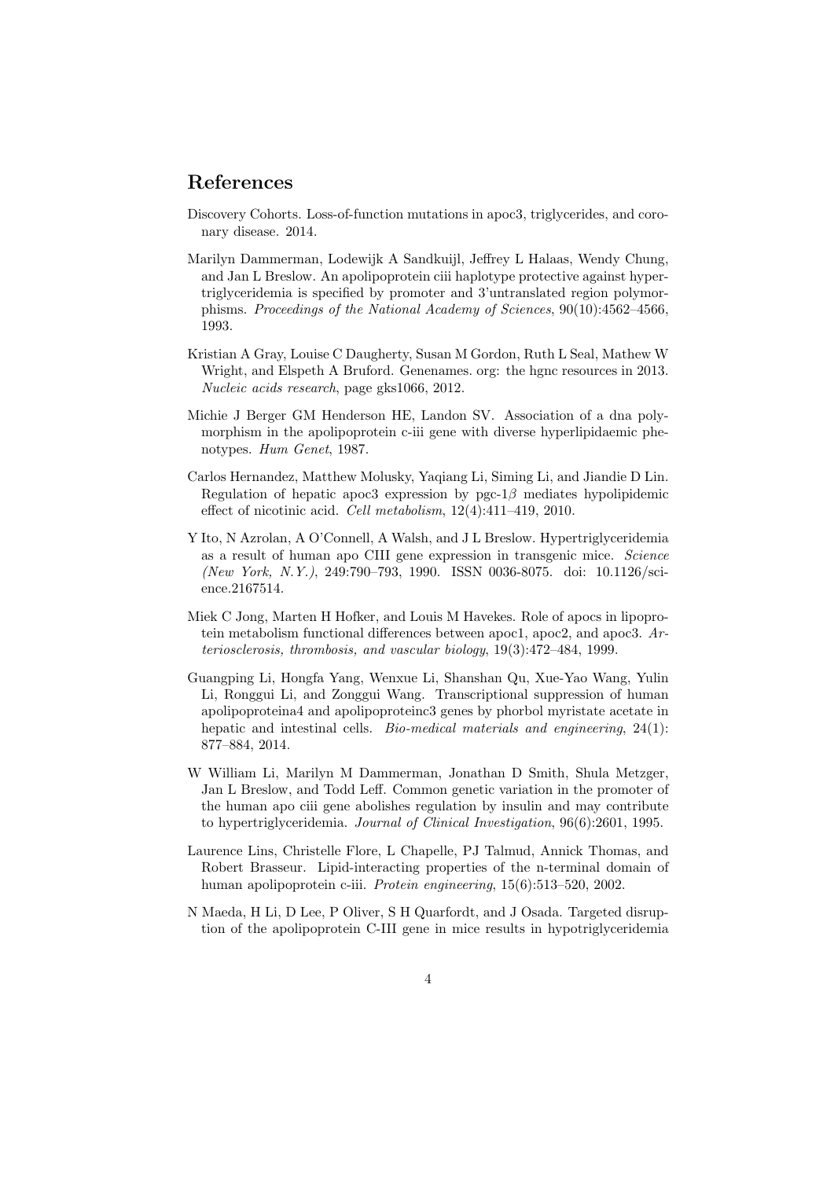# References

Discovery Cohorts. Loss-of-function mutations in apoc3, triglycerides, and coronary disease. 2014.

Marilyn Dammerman, Lodewijk A Sandkuijl, Jeffrey L Halaas, Wendy Chung, and Jan L Breslow. An apolipoprotein ciii haplotype protective against hypertriglyceridemia is specified by promoter and 3'untranslated region polymorphisms. *Proceedings of the National Academy of Sciences*, 90(10):4562–4566, 1993.

Kristian A Gray, Louise C Daugherty, Susan M Gordon, Ruth L Seal, Mathew W Wright, and Elspeth A Bruford. Genenames. org: the hgnc resources in 2013. *Nucleic acids research*, page gks1066, 2012.

Michie J Berger GM Henderson HE, Landon SV. Association of a dna polymorphism in the apolipoprotein c-iii gene with diverse hyperlipidaemic phenotypes. *Hum Genet*, 1987.

Carlos Hernandez, Matthew Molusky, Yaqiang Li, Siming Li, and Jiandie D Lin. Regulation of hepatic apoc3 expression by pgc-1$\beta$ mediates hypolipidemic effect of nicotinic acid. *Cell metabolism*, 12(4):411–419, 2010.

Y Ito, N Azrolan, A O'Connell, A Walsh, and J L Breslow. Hypertriglyceridemia as a result of human apo CIII gene expression in transgenic mice. *Science (New York, N.Y.)*, 249:790–793, 1990. ISSN 0036-8075. doi: 10.1126/science.2167514.

Miek C Jong, Marten H Hofker, and Louis M Havekes. Role of apocs in lipoprotein metabolism functional differences between apoc1, apoc2, and apoc3. *Arteriosclerosis, thrombosis, and vascular biology*, 19(3):472–484, 1999.

Guangping Li, Hongfa Yang, Wenxue Li, Shanshan Qu, Xue-Yao Wang, Yulin Li, Ronggui Li, and Zonggui Wang. Transcriptional suppression of human apolipoproteina4 and apolipoproteinc3 genes by phorbol myristate acetate in hepatic and intestinal cells. *Bio-medical materials and engineering*, 24(1): 877–884, 2014.

W William Li, Marilyn M Dammerman, Jonathan D Smith, Shula Metzger, Jan L Breslow, and Todd Leff. Common genetic variation in the promoter of the human apo ciii gene abolishes regulation by insulin and may contribute to hypertriglyceridemia. *Journal of Clinical Investigation*, 96(6):2601, 1995.

Laurence Lins, Christelle Flore, L Chapelle, PJ Talmud, Annick Thomas, and Robert Brasseur. Lipid-interacting properties of the n-terminal domain of human apolipoprotein c-iii. *Protein engineering*, 15(6):513–520, 2002.

N Maeda, H Li, D Lee, P Oliver, S H Quarfordt, and J Osada. Targeted disruption of the apolipoprotein C-III gene in mice results in hypotriglyceridemia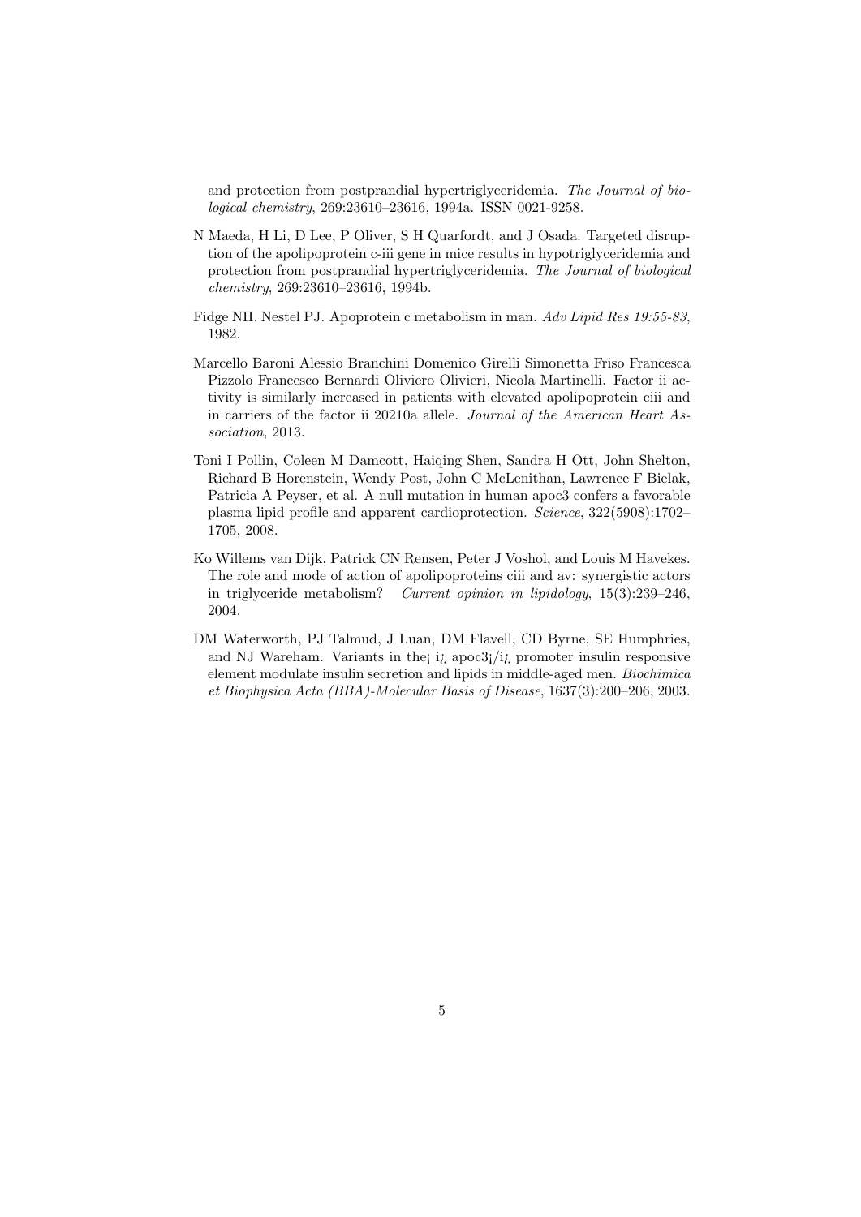and protection from postprandial hypertriglyceridemia. *The Journal of biological chemistry*, 269:23610–23616, 1994a. ISSN 0021-9258.

N Maeda, H Li, D Lee, P Oliver, S H Quarfordt, and J Osada. Targeted disruption of the apolipoprotein c-iii gene in mice results in hypotriglyceridemia and protection from postprandial hypertriglyceridemia. *The Journal of biological chemistry*, 269:23610–23616, 1994b.

Fidge NH. Nestel PJ. Apoprotein c metabolism in man. *Adv Lipid Res 19:55-83*, 1982.

Marcello Baroni Alessio Branchini Domenico Girelli Simonetta Friso Francesca Pizzolo Francesco Bernardi Oliviero Olivieri, Nicola Martinelli. Factor ii activity is similarly increased in patients with elevated apolipoprotein ciii and in carriers of the factor ii 20210a allele. *Journal of the American Heart Association*, 2013.

Toni I Pollin, Coleen M Damcott, Haiqing Shen, Sandra H Ott, John Shelton, Richard B Horenstein, Wendy Post, John C McLenithan, Lawrence F Bielak, Patricia A Peyser, et al. A null mutation in human apoc3 confers a favorable plasma lipid profile and apparent cardioprotection. *Science*, 322(5908):1702–1705, 2008.

Ko Willems van Dijk, Patrick CN Rensen, Peter J Voshol, and Louis M Havekes. The role and mode of action of apolipoproteins ciii and av: synergistic actors in triglyceride metabolism? *Current opinion in lipidology*, 15(3):239–246, 2004.

DM Waterworth, PJ Talmud, J Luan, DM Flavell, CD Byrne, SE Humphries, and NJ Wareham. Variants in the¡ i¿ apoc3¡/i¿ promoter insulin responsive element modulate insulin secretion and lipids in middle-aged men. *Biochimica et Biophysica Acta (BBA)-Molecular Basis of Disease*, 1637(3):200–206, 2003.